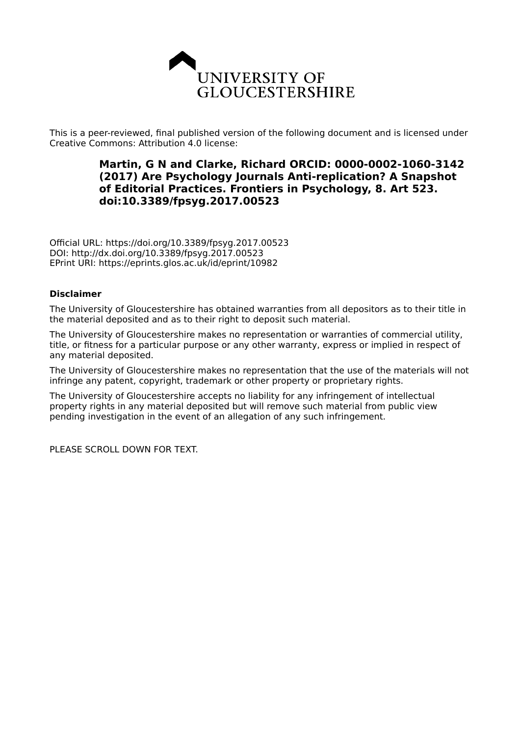UNIVERSITY OF GLOUCESTERSHIRE

This is a peer-reviewed, final published version of the following document and is licensed under Creative Commons: Attribution 4.0 license:

**Martin, G N and Clarke, Richard ORCID: 0000-0002-1060-3142 (2017) Are Psychology Journals Anti-replication? A Snapshot of Editorial Practices. Frontiers in Psychology, 8. Art 523. doi:10.3389/fpsyg.2017.00523**

Official URL: https://doi.org/10.3389/fpsyg.2017.00523
DOI: http://dx.doi.org/10.3389/fpsyg.2017.00523
EPrint URI: https://eprints.glos.ac.uk/id/eprint/10982

**Disclaimer**

The University of Gloucestershire has obtained warranties from all depositors as to their title in the material deposited and as to their right to deposit such material.

The University of Gloucestershire makes no representation or warranties of commercial utility, title, or fitness for a particular purpose or any other warranty, express or implied in respect of any material deposited.

The University of Gloucestershire makes no representation that the use of the materials will not infringe any patent, copyright, trademark or other property or proprietary rights.

The University of Gloucestershire accepts no liability for any infringement of intellectual property rights in any material deposited but will remove such material from public view pending investigation in the event of an allegation of any such infringement.

PLEASE SCROLL DOWN FOR TEXT.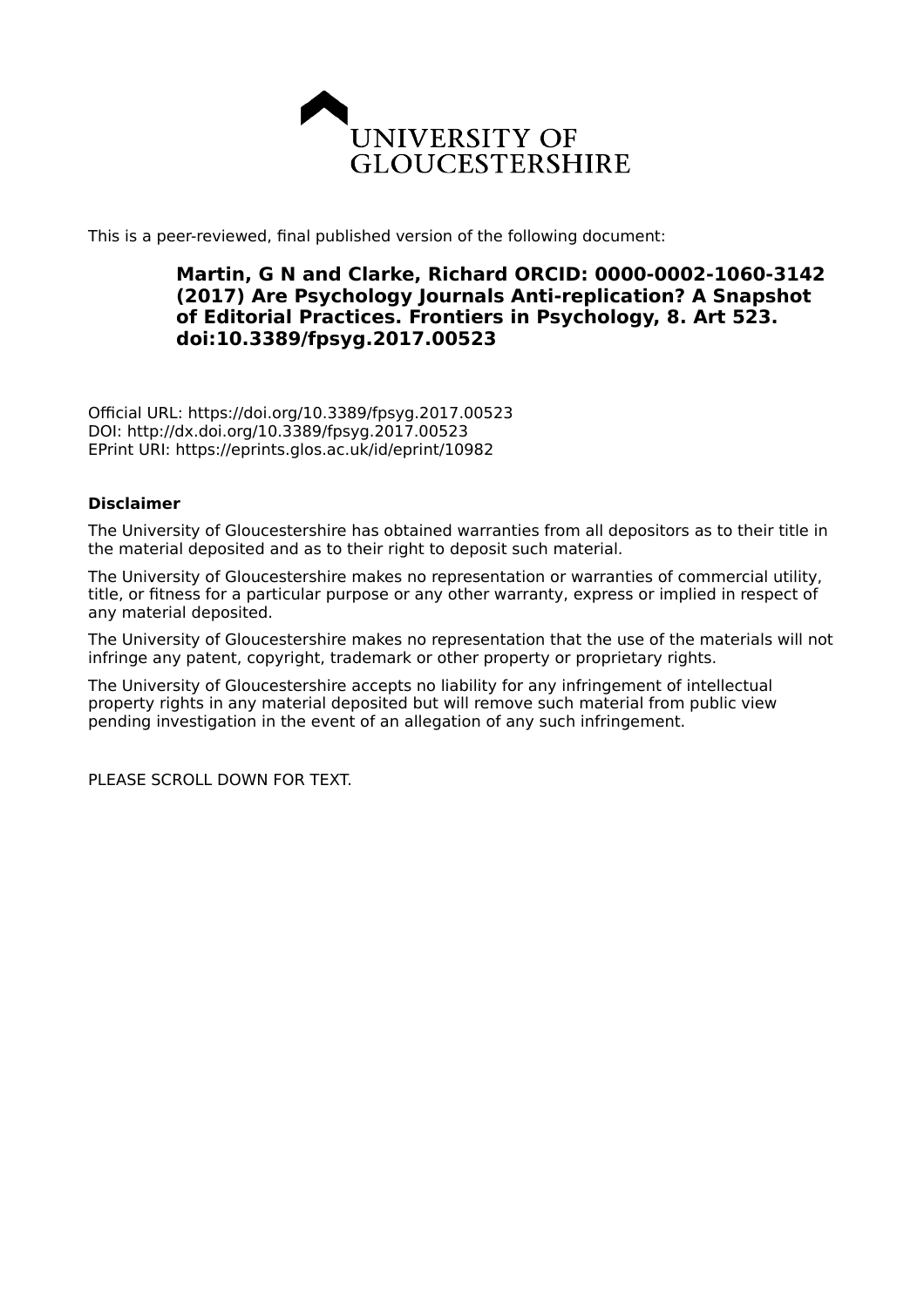UNIVERSITY OF GLOUCESTERSHIRE

This is a peer-reviewed, final published version of the following document:

**Martin, G N and Clarke, Richard ORCID: 0000-0002-1060-3142 (2017) Are Psychology Journals Anti-replication? A Snapshot of Editorial Practices. Frontiers in Psychology, 8. Art 523. doi:10.3389/fpsyg.2017.00523**

Official URL: https://doi.org/10.3389/fpsyg.2017.00523
DOI: http://dx.doi.org/10.3389/fpsyg.2017.00523
EPrint URI: https://eprints.glos.ac.uk/id/eprint/10982

**Disclaimer**

The University of Gloucestershire has obtained warranties from all depositors as to their title in the material deposited and as to their right to deposit such material.

The University of Gloucestershire makes no representation or warranties of commercial utility, title, or fitness for a particular purpose or any other warranty, express or implied in respect of any material deposited.

The University of Gloucestershire makes no representation that the use of the materials will not infringe any patent, copyright, trademark or other property or proprietary rights.

The University of Gloucestershire accepts no liability for any infringement of intellectual property rights in any material deposited but will remove such material from public view pending investigation in the event of an allegation of any such infringement.

PLEASE SCROLL DOWN FOR TEXT.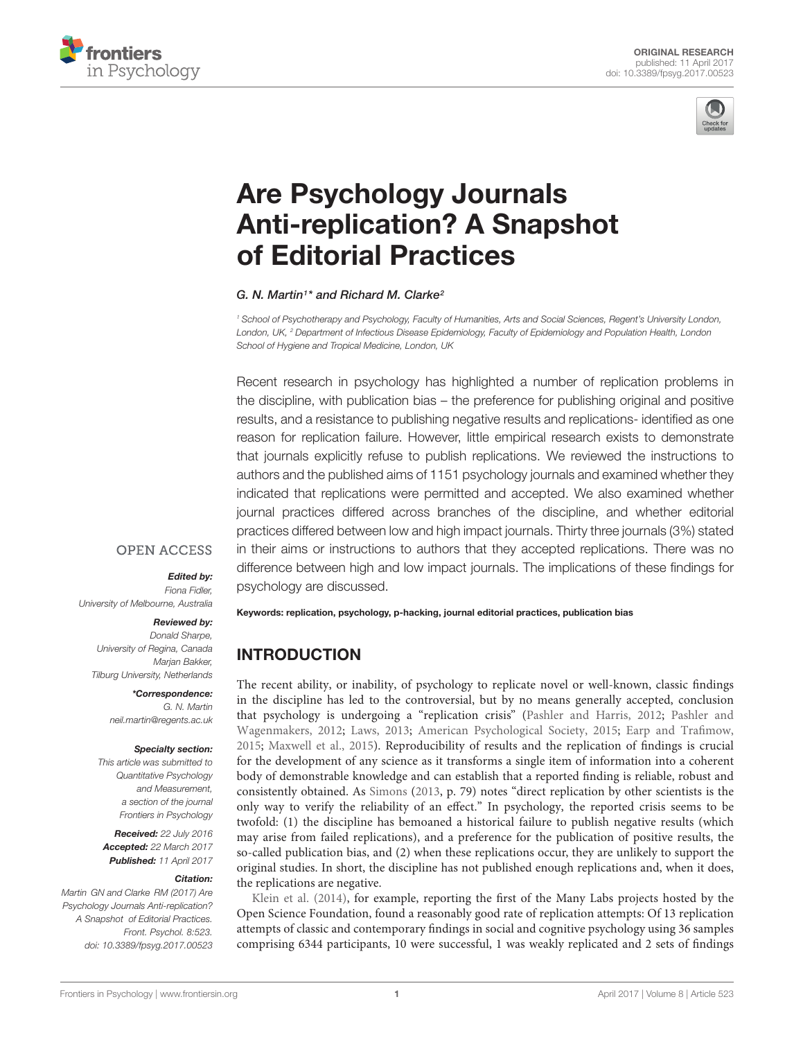# Are Psychology Journals Anti-replication? A Snapshot of Editorial Practices

*G. N. Martin[1]\* and Richard M. Clarke[2]*

[1] School of Psychotherapy and Psychology, Faculty of Humanities, Arts and Social Sciences, Regent's University London, London, UK, [2] Department of Infectious Disease Epidemiology, Faculty of Epidemiology and Population Health, London School of Hygiene and Tropical Medicine, London, UK

Recent research in psychology has highlighted a number of replication problems in the discipline, with publication bias – the preference for publishing original and positive results, and a resistance to publishing negative results and replications- identified as one reason for replication failure. However, little empirical research exists to demonstrate that journals explicitly refuse to publish replications. We reviewed the instructions to authors and the published aims of 1151 psychology journals and examined whether they indicated that replications were permitted and accepted. We also examined whether journal practices differed across branches of the discipline, and whether editorial practices differed between low and high impact journals. Thirty three journals (3%) stated in their aims or instructions to authors that they accepted replications. There was no difference between high and low impact journals. The implications of these findings for psychology are discussed.

**Keywords: replication, psychology, p-hacking, journal editorial practices, publication bias**

OPEN ACCESS

***Edited by:***
Fiona Fidler,
University of Melbourne, Australia

***Reviewed by:***
Donald Sharpe,
University of Regina, Canada
Marjan Bakker,
Tilburg University, Netherlands

***\*Correspondence:***
G. N. Martin
neil.martin@regents.ac.uk

***Specialty section:***
This article was submitted to Quantitative Psychology and Measurement, a section of the journal Frontiers in Psychology

***Received:*** 22 July 2016
***Accepted:*** 22 March 2017
***Published:*** 11 April 2017

***Citation:***
Martin GN and Clarke RM (2017) Are Psychology Journals Anti-replication? A Snapshot of Editorial Practices. Front. Psychol. 8:523. doi: 10.3389/fpsyg.2017.00523

## INTRODUCTION

The recent ability, or inability, of psychology to replicate novel or well-known, classic findings in the discipline has led to the controversial, but by no means generally accepted, conclusion that psychology is undergoing a "replication crisis" (Pashler and Harris, 2012; Pashler and Wagenmakers, 2012; Laws, 2013; American Psychological Society, 2015; Earp and Trafimow, 2015; Maxwell et al., 2015). Reproducibility of results and the replication of findings is crucial for the development of any science as it transforms a single item of information into a coherent body of demonstrable knowledge and can establish that a reported finding is reliable, robust and consistently obtained. As Simons (2013, p. 79) notes "direct replication by other scientists is the only way to verify the reliability of an effect." In psychology, the reported crisis seems to be twofold: (1) the discipline has bemoaned a historical failure to publish negative results (which may arise from failed replications), and a preference for the publication of positive results, the so-called publication bias, and (2) when these replications occur, they are unlikely to support the original studies. In short, the discipline has not published enough replications and, when it does, the replications are negative.

Klein et al. (2014), for example, reporting the first of the Many Labs projects hosted by the Open Science Foundation, found a reasonably good rate of replication attempts: Of 13 replication attempts of classic and contemporary findings in social and cognitive psychology using 36 samples comprising 6344 participants, 10 were successful, 1 was weakly replicated and 2 sets of findings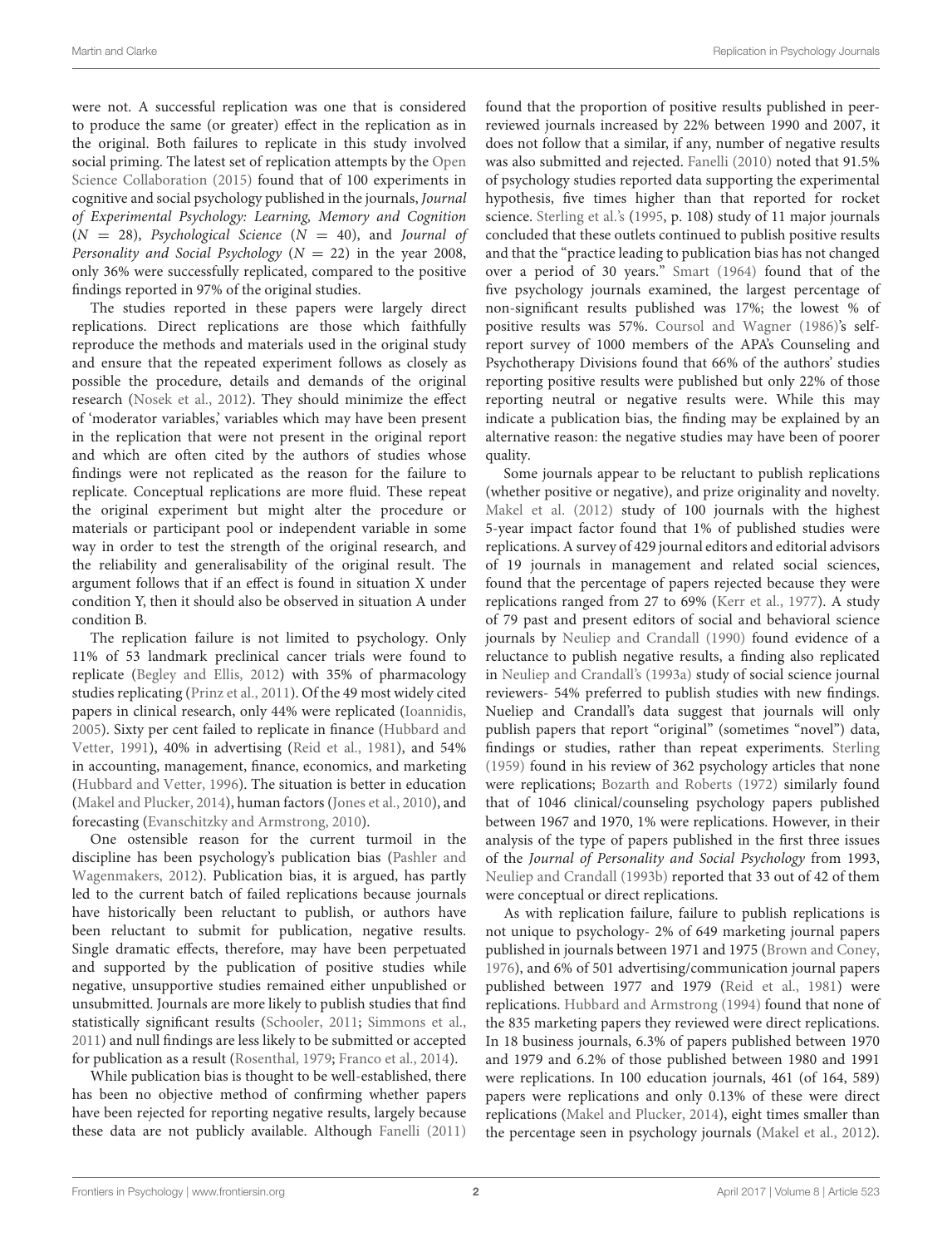were not. A successful replication was one that is considered to produce the same (or greater) effect in the replication as in the original. Both failures to replicate in this study involved social priming. The latest set of replication attempts by the Open Science Collaboration (2015) found that of 100 experiments in cognitive and social psychology published in the journals, *Journal of Experimental Psychology: Learning, Memory and Cognition* ($N = 28$), *Psychological Science* ($N = 40$), and *Journal of Personality and Social Psychology* ($N = 22$) in the year 2008, only 36% were successfully replicated, compared to the positive findings reported in 97% of the original studies.

The studies reported in these papers were largely direct replications. Direct replications are those which faithfully reproduce the methods and materials used in the original study and ensure that the repeated experiment follows as closely as possible the procedure, details and demands of the original research (Nosek et al., 2012). They should minimize the effect of 'moderator variables,' variables which may have been present in the replication that were not present in the original report and which are often cited by the authors of studies whose findings were not replicated as the reason for the failure to replicate. Conceptual replications are more fluid. These repeat the original experiment but might alter the procedure or materials or participant pool or independent variable in some way in order to test the strength of the original research, and the reliability and generalisability of the original result. The argument follows that if an effect is found in situation X under condition Y, then it should also be observed in situation A under condition B.

The replication failure is not limited to psychology. Only 11% of 53 landmark preclinical cancer trials were found to replicate (Begley and Ellis, 2012) with 35% of pharmacology studies replicating (Prinz et al., 2011). Of the 49 most widely cited papers in clinical research, only 44% were replicated (Ioannidis, 2005). Sixty per cent failed to replicate in finance (Hubbard and Vetter, 1991), 40% in advertising (Reid et al., 1981), and 54% in accounting, management, finance, economics, and marketing (Hubbard and Vetter, 1996). The situation is better in education (Makel and Plucker, 2014), human factors (Jones et al., 2010), and forecasting (Evanschitzky and Armstrong, 2010).

One ostensible reason for the current turmoil in the discipline has been psychology's publication bias (Pashler and Wagenmakers, 2012). Publication bias, it is argued, has partly led to the current batch of failed replications because journals have historically been reluctant to publish, or authors have been reluctant to submit for publication, negative results. Single dramatic effects, therefore, may have been perpetuated and supported by the publication of positive studies while negative, unsupportive studies remained either unpublished or unsubmitted. Journals are more likely to publish studies that find statistically significant results (Schooler, 2011; Simmons et al., 2011) and null findings are less likely to be submitted or accepted for publication as a result (Rosenthal, 1979; Franco et al., 2014).

While publication bias is thought to be well-established, there has been no objective method of confirming whether papers have been rejected for reporting negative results, largely because these data are not publicly available. Although Fanelli (2011) found that the proportion of positive results published in peer-reviewed journals increased by 22% between 1990 and 2007, it does not follow that a similar, if any, number of negative results was also submitted and rejected. Fanelli (2010) noted that 91.5% of psychology studies reported data supporting the experimental hypothesis, five times higher than that reported for rocket science. Sterling et al.'s (1995, p. 108) study of 11 major journals concluded that these outlets continued to publish positive results and that the "practice leading to publication bias has not changed over a period of 30 years." Smart (1964) found that of the five psychology journals examined, the largest percentage of non-significant results published was 17%; the lowest % of positive results was 57%. Coursol and Wagner (1986)'s self-report survey of 1000 members of the APA's Counseling and Psychotherapy Divisions found that 66% of the authors' studies reporting positive results were published but only 22% of those reporting neutral or negative results were. While this may indicate a publication bias, the finding may be explained by an alternative reason: the negative studies may have been of poorer quality.

Some journals appear to be reluctant to publish replications (whether positive or negative), and prize originality and novelty. Makel et al. (2012) study of 100 journals with the highest 5-year impact factor found that 1% of published studies were replications. A survey of 429 journal editors and editorial advisors of 19 journals in management and related social sciences, found that the percentage of papers rejected because they were replications ranged from 27 to 69% (Kerr et al., 1977). A study of 79 past and present editors of social and behavioral science journals by Neuliep and Crandall (1990) found evidence of a reluctance to publish negative results, a finding also replicated in Neuliep and Crandall's (1993a) study of social science journal reviewers- 54% preferred to publish studies with new findings. Nueliep and Crandall's data suggest that journals will only publish papers that report "original" (sometimes "novel") data, findings or studies, rather than repeat experiments. Sterling (1959) found in his review of 362 psychology articles that none were replications; Bozarth and Roberts (1972) similarly found that of 1046 clinical/counseling psychology papers published between 1967 and 1970, 1% were replications. However, in their analysis of the type of papers published in the first three issues of the *Journal of Personality and Social Psychology* from 1993, Neuliep and Crandall (1993b) reported that 33 out of 42 of them were conceptual or direct replications.

As with replication failure, failure to publish replications is not unique to psychology- 2% of 649 marketing journal papers published in journals between 1971 and 1975 (Brown and Coney, 1976), and 6% of 501 advertising/communication journal papers published between 1977 and 1979 (Reid et al., 1981) were replications. Hubbard and Armstrong (1994) found that none of the 835 marketing papers they reviewed were direct replications. In 18 business journals, 6.3% of papers published between 1970 and 1979 and 6.2% of those published between 1980 and 1991 were replications. In 100 education journals, 461 (of 164, 589) papers were replications and only 0.13% of these were direct replications (Makel and Plucker, 2014), eight times smaller than the percentage seen in psychology journals (Makel et al., 2012).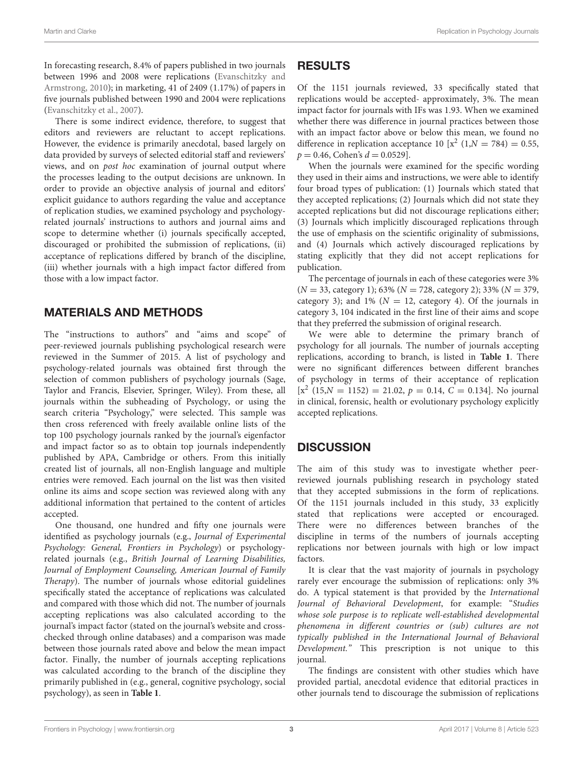In forecasting research, 8.4% of papers published in two journals between 1996 and 2008 were replications (Evanschitzky and Armstrong, 2010); in marketing, 41 of 2409 (1.17%) of papers in five journals published between 1990 and 2004 were replications (Evanschitzky et al., 2007).

There is some indirect evidence, therefore, to suggest that editors and reviewers are reluctant to accept replications. However, the evidence is primarily anecdotal, based largely on data provided by surveys of selected editorial staff and reviewers' views, and on *post hoc* examination of journal output where the processes leading to the output decisions are unknown. In order to provide an objective analysis of journal and editors' explicit guidance to authors regarding the value and acceptance of replication studies, we examined psychology and psychology-related journals' instructions to authors and journal aims and scope to determine whether (i) journals specifically accepted, discouraged or prohibited the submission of replications, (ii) acceptance of replications differed by branch of the discipline, (iii) whether journals with a high impact factor differed from those with a low impact factor.

## MATERIALS AND METHODS

The "instructions to authors" and "aims and scope" of peer-reviewed journals publishing psychological research were reviewed in the Summer of 2015. A list of psychology and psychology-related journals was obtained first through the selection of common publishers of psychology journals (Sage, Taylor and Francis, Elsevier, Springer, Wiley). From these, all journals within the subheading of Psychology, or using the search criteria "Psychology," were selected. This sample was then cross referenced with freely available online lists of the top 100 psychology journals ranked by the journal's eigenfactor and impact factor so as to obtain top journals independently published by APA, Cambridge or others. From this initially created list of journals, all non-English language and multiple entries were removed. Each journal on the list was then visited online its aims and scope section was reviewed along with any additional information that pertained to the content of articles accepted.

One thousand, one hundred and fifty one journals were identified as psychology journals (e.g., *Journal of Experimental Psychology: General, Frontiers in Psychology*) or psychology-related journals (e.g., *British Journal of Learning Disabilities, Journal of Employment Counseling, American Journal of Family Therapy*). The number of journals whose editorial guidelines specifically stated the acceptance of replications was calculated and compared with those which did not. The number of journals accepting replications was also calculated according to the journal's impact factor (stated on the journal's website and cross-checked through online databases) and a comparison was made between those journals rated above and below the mean impact factor. Finally, the number of journals accepting replications was calculated according to the branch of the discipline they primarily published in (e.g., general, cognitive psychology, social psychology), as seen in **Table 1**.

## RESULTS

Of the 1151 journals reviewed, 33 specifically stated that replications would be accepted- approximately, 3%. The mean impact factor for journals with IFs was 1.93. When we examined whether there was difference in journal practices between those with an impact factor above or below this mean, we found no difference in replication acceptance 10 [$x^2$ $(1,N = 784) = 0.55$, $p = 0.46$, Cohen's $d = 0.0529$].

When the journals were examined for the specific wording they used in their aims and instructions, we were able to identify four broad types of publication: (1) Journals which stated that they accepted replications; (2) Journals which did not state they accepted replications but did not discourage replications either; (3) Journals which implicitly discouraged replications through the use of emphasis on the scientific originality of submissions, and (4) Journals which actively discouraged replications by stating explicitly that they did not accept replications for publication.

The percentage of journals in each of these categories were 3% ($N = 33$, category 1); 63% ($N = 728$, category 2); 33% ($N = 379$, category 3); and 1% ($N = 12$, category 4). Of the journals in category 3, 104 indicated in the first line of their aims and scope that they preferred the submission of original research.

We were able to determine the primary branch of psychology for all journals. The number of journals accepting replications, according to branch, is listed in **Table 1**. There were no significant differences between different branches of psychology in terms of their acceptance of replication [$x^2$ $(15,N = 1152) = 21.02$, $p = 0.14$, $C = 0.134$]. No journal in clinical, forensic, health or evolutionary psychology explicitly accepted replications.

## DISCUSSION

The aim of this study was to investigate whether peer-reviewed journals publishing research in psychology stated that they accepted submissions in the form of replications. Of the 1151 journals included in this study, 33 explicitly stated that replications were accepted or encouraged. There were no differences between branches of the discipline in terms of the numbers of journals accepting replications nor between journals with high or low impact factors.

It is clear that the vast majority of journals in psychology rarely ever encourage the submission of replications: only 3% do. A typical statement is that provided by the *International Journal of Behavioral Development*, for example: "*Studies whose sole purpose is to replicate well-established developmental phenomena in different countries or (sub) cultures are not typically published in the International Journal of Behavioral Development.*" This prescription is not unique to this journal.

The findings are consistent with other studies which have provided partial, anecdotal evidence that editorial practices in other journals tend to discourage the submission of replications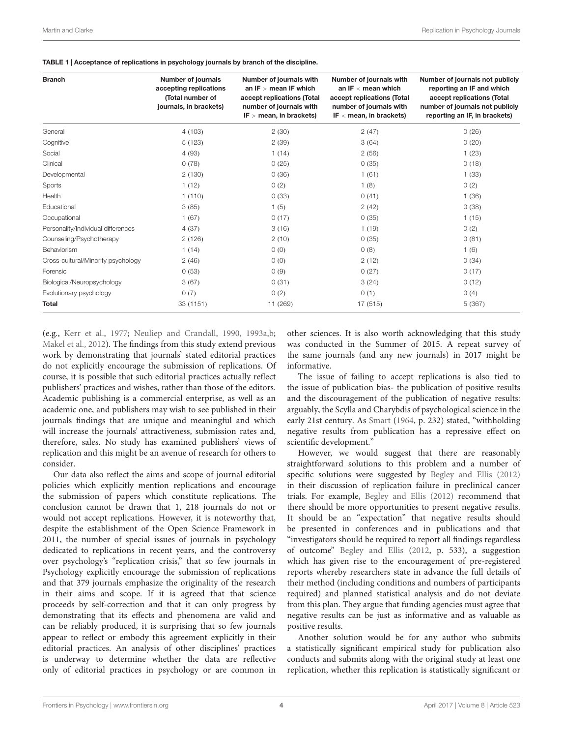**TABLE 1 | Acceptance of replications in psychology journals by branch of the discipline.**

| Branch | Number of journals accepting replications (Total number of journals, in brackets) | Number of journals with an IF > mean IF which accept replications (Total number of journals with IF > mean, in brackets) | Number of journals with an IF < mean which accept replications (Total number of journals with IF < mean, in brackets) | Number of journals not publicly reporting an IF and which accept replications (Total number of journals not publicly reporting an IF, in brackets) |
|---|---|---|---|---|
| General | 4 (103) | 2 (30) | 2 (47) | 0 (26) |
| Cognitive | 5 (123) | 2 (39) | 3 (64) | 0 (20) |
| Social | 4 (93) | 1 (14) | 2 (56) | 1 (23) |
| Clinical | 0 (78) | 0 (25) | 0 (35) | 0 (18) |
| Developmental | 2 (130) | 0 (36) | 1 (61) | 1 (33) |
| Sports | 1 (12) | 0 (2) | 1 (8) | 0 (2) |
| Health | 1 (110) | 0 (33) | 0 (41) | 1 (36) |
| Educational | 3 (85) | 1 (5) | 2 (42) | 0 (38) |
| Occupational | 1 (67) | 0 (17) | 0 (35) | 1 (15) |
| Personality/Individual differences | 4 (37) | 3 (16) | 1 (19) | 0 (2) |
| Counseling/Psychotherapy | 2 (126) | 2 (10) | 0 (35) | 0 (81) |
| Behaviorism | 1 (14) | 0 (0) | 0 (8) | 1 (6) |
| Cross-cultural/Minority psychology | 2 (46) | 0 (0) | 2 (12) | 0 (34) |
| Forensic | 0 (53) | 0 (9) | 0 (27) | 0 (17) |
| Biological/Neuropsychology | 3 (67) | 0 (31) | 3 (24) | 0 (12) |
| Evolutionary psychology | 0 (7) | 0 (2) | 0 (1) | 0 (4) |
| **Total** | 33 (1151) | 11 (269) | 17 (515) | 5 (367) |

(e.g., Kerr et al., 1977; Neuliep and Crandall, 1990, 1993a,b; Makel et al., 2012). The findings from this study extend previous work by demonstrating that journals' stated editorial practices do not explicitly encourage the submission of replications. Of course, it is possible that such editorial practices actually reflect publishers' practices and wishes, rather than those of the editors. Academic publishing is a commercial enterprise, as well as an academic one, and publishers may wish to see published in their journals findings that are unique and meaningful and which will increase the journals' attractiveness, submission rates and, therefore, sales. No study has examined publishers' views of replication and this might be an avenue of research for others to consider.

Our data also reflect the aims and scope of journal editorial policies which explicitly mention replications and encourage the submission of papers which constitute replications. The conclusion cannot be drawn that 1, 218 journals do not or would not accept replications. However, it is noteworthy that, despite the establishment of the Open Science Framework in 2011, the number of special issues of journals in psychology dedicated to replications in recent years, and the controversy over psychology's "replication crisis," that so few journals in Psychology explicitly encourage the submission of replications and that 379 journals emphasize the originality of the research in their aims and scope. If it is agreed that that science proceeds by self-correction and that it can only progress by demonstrating that its effects and phenomena are valid and can be reliably produced, it is surprising that so few journals appear to reflect or embody this agreement explicitly in their editorial practices. An analysis of other disciplines' practices is underway to determine whether the data are reflective only of editorial practices in psychology or are common in other sciences. It is also worth acknowledging that this study was conducted in the Summer of 2015. A repeat survey of the same journals (and any new journals) in 2017 might be informative.

The issue of failing to accept replications is also tied to the issue of publication bias- the publication of positive results and the discouragement of the publication of negative results: arguably, the Scylla and Charybdis of psychological science in the early 21st century. As Smart (1964, p. 232) stated, "withholding negative results from publication has a repressive effect on scientific development."

However, we would suggest that there are reasonably straightforward solutions to this problem and a number of specific solutions were suggested by Begley and Ellis (2012) in their discussion of replication failure in preclinical cancer trials. For example, Begley and Ellis (2012) recommend that there should be more opportunities to present negative results. It should be an "expectation" that negative results should be presented in conferences and in publications and that "investigators should be required to report all findings regardless of outcome" Begley and Ellis (2012, p. 533), a suggestion which has given rise to the encouragement of pre-registered reports whereby researchers state in advance the full details of their method (including conditions and numbers of participants required) and planned statistical analysis and do not deviate from this plan. They argue that funding agencies must agree that negative results can be just as informative and as valuable as positive results.

Another solution would be for any author who submits a statistically significant empirical study for publication also conducts and submits along with the original study at least one replication, whether this replication is statistically significant or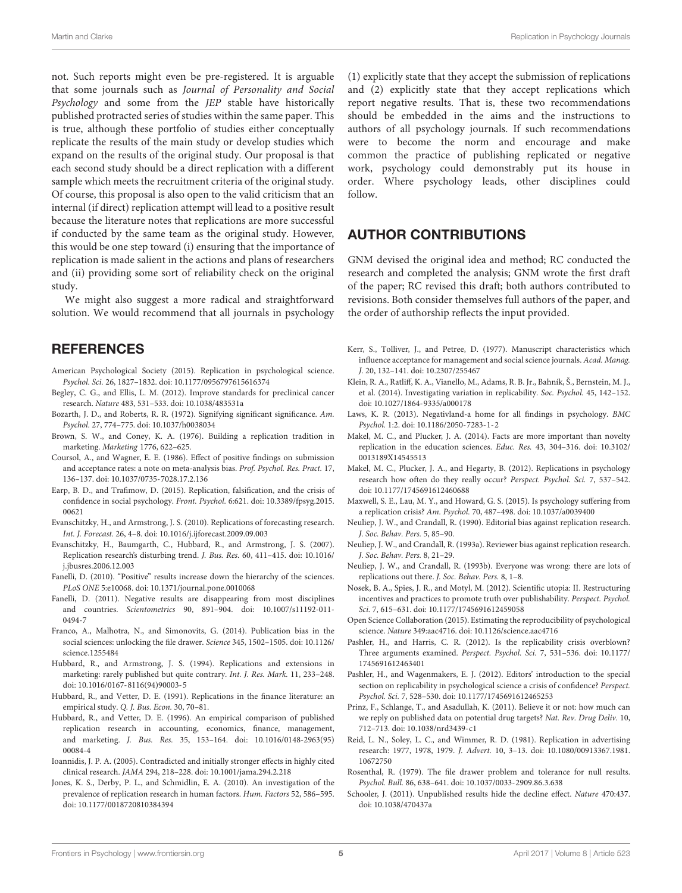not. Such reports might even be pre-registered. It is arguable that some journals such as *Journal of Personality and Social Psychology* and some from the *JEP* stable have historically published protracted series of studies within the same paper. This is true, although these portfolio of studies either conceptually replicate the results of the main study or develop studies which expand on the results of the original study. Our proposal is that each second study should be a direct replication with a different sample which meets the recruitment criteria of the original study. Of course, this proposal is also open to the valid criticism that an internal (if direct) replication attempt will lead to a positive result because the literature notes that replications are more successful if conducted by the same team as the original study. However, this would be one step toward (i) ensuring that the importance of replication is made salient in the actions and plans of researchers and (ii) providing some sort of reliability check on the original study.

We might also suggest a more radical and straightforward solution. We would recommend that all journals in psychology (1) explicitly state that they accept the submission of replications and (2) explicitly state that they accept replications which report negative results. That is, these two recommendations should be embedded in the aims and the instructions to authors of all psychology journals. If such recommendations were to become the norm and encourage and make common the practice of publishing replicated or negative work, psychology could demonstrably put its house in order. Where psychology leads, other disciplines could follow.

## AUTHOR CONTRIBUTIONS

GNM devised the original idea and method; RC conducted the research and completed the analysis; GNM wrote the first draft of the paper; RC revised this draft; both authors contributed to revisions. Both consider themselves full authors of the paper, and the order of authorship reflects the input provided.

## REFERENCES

American Psychological Society (2015). Replication in psychological science. *Psychol. Sci.* 26, 1827–1832. doi: 10.1177/0956797615616374

Begley, C. G., and Ellis, L. M. (2012). Improve standards for preclinical cancer research. *Nature* 483, 531–533. doi: 10.1038/483531a

Bozarth, J. D., and Roberts, R. R. (1972). Signifying significant significance. *Am. Psychol.* 27, 774–775. doi: 10.1037/h0038034

Brown, S. W., and Coney, K. A. (1976). Building a replication tradition in marketing. *Marketing* 1776, 622–625.

Coursol, A., and Wagner, E. E. (1986). Effect of positive findings on submission and acceptance rates: a note on meta-analysis bias. *Prof. Psychol. Res. Pract.* 17, 136–137. doi: 10.1037/0735-7028.17.2.136

Earp, B. D., and Trafimow, D. (2015). Replication, falsification, and the crisis of confidence in social psychology. *Front. Psychol.* 6:621. doi: 10.3389/fpsyg.2015.00621

Evanschitzky, H., and Armstrong, J. S. (2010). Replications of forecasting research. *Int. J. Forecast.* 26, 4–8. doi: 10.1016/j.ijforecast.2009.09.003

Evanschitzky, H., Baumgarth, C., Hubbard, R., and Armstrong, J. S. (2007). Replication research's disturbing trend. *J. Bus. Res.* 60, 411–415. doi: 10.1016/j.jbusres.2006.12.003

Fanelli, D. (2010). "Positive" results increase down the hierarchy of the sciences. *PLoS ONE* 5:e10068. doi: 10.1371/journal.pone.0010068

Fanelli, D. (2011). Negative results are disappearing from most disciplines and countries. *Scientometrics* 90, 891–904. doi: 10.1007/s11192-011-0494-7

Franco, A., Malhotra, N., and Simonovits, G. (2014). Publication bias in the social sciences: unlocking the file drawer. *Science* 345, 1502–1505. doi: 10.1126/science.1255484

Hubbard, R., and Armstrong, J. S. (1994). Replications and extensions in marketing: rarely published but quite contrary. *Int. J. Res. Mark.* 11, 233–248. doi: 10.1016/0167-8116(94)90003-5

Hubbard, R., and Vetter, D. E. (1991). Replications in the finance literature: an empirical study. *Q. J. Bus. Econ.* 30, 70–81.

Hubbard, R., and Vetter, D. E. (1996). An empirical comparison of published replication research in accounting, economics, finance, management, and marketing. *J. Bus. Res.* 35, 153–164. doi: 10.1016/0148-2963(95)00084-4

Ioannidis, J. P. A. (2005). Contradicted and initially stronger effects in highly cited clinical research. *JAMA* 294, 218–228. doi: 10.1001/jama.294.2.218

Jones, K. S., Derby, P. L., and Schmidlin, E. A. (2010). An investigation of the prevalence of replication research in human factors. *Hum. Factors* 52, 586–595. doi: 10.1177/0018720810384394

Kerr, S., Tolliver, J., and Petree, D. (1977). Manuscript characteristics which influence acceptance for management and social science journals. *Acad. Manag. J.* 20, 132–141. doi: 10.2307/255467

Klein, R. A., Ratliff, K. A., Vianello, M., Adams, R. B. Jr., Bahník, Š., Bernstein, M. J., et al. (2014). Investigating variation in replicability. *Soc. Psychol.* 45, 142–152. doi: 10.1027/1864-9335/a000178

Laws, K. R. (2013). Negativland-a home for all findings in psychology. *BMC Psychol.* 1:2. doi: 10.1186/2050-7283-1-2

Makel, M. C., and Plucker, J. A. (2014). Facts are more important than novelty replication in the education sciences. *Educ. Res.* 43, 304–316. doi: 10.3102/0013189X14545513

Makel, M. C., Plucker, J. A., and Hegarty, B. (2012). Replications in psychology research how often do they really occur? *Perspect. Psychol. Sci.* 7, 537–542. doi: 10.1177/1745691612460688

Maxwell, S. E., Lau, M. Y., and Howard, G. S. (2015). Is psychology suffering from a replication crisis? *Am. Psychol.* 70, 487–498. doi: 10.1037/a0039400

Neuliep, J. W., and Crandall, R. (1990). Editorial bias against replication research. *J. Soc. Behav. Pers.* 5, 85–90.

Neuliep, J. W., and Crandall, R. (1993a). Reviewer bias against replication research. *J. Soc. Behav. Pers.* 8, 21–29.

Neuliep, J. W., and Crandall, R. (1993b). Everyone was wrong: there are lots of replications out there. *J. Soc. Behav. Pers.* 8, 1–8.

Nosek, B. A., Spies, J. R., and Motyl, M. (2012). Scientific utopia: II. Restructuring incentives and practices to promote truth over publishability. *Perspect. Psychol. Sci.* 7, 615–631. doi: 10.1177/1745691612459058

Open Science Collaboration (2015). Estimating the reproducibility of psychological science. *Nature* 349:aac4716. doi: 10.1126/science.aac4716

Pashler, H., and Harris, C. R. (2012). Is the replicability crisis overblown? Three arguments examined. *Perspect. Psychol. Sci.* 7, 531–536. doi: 10.1177/1745691612463401

Pashler, H., and Wagenmakers, E. J. (2012). Editors' introduction to the special section on replicability in psychological science a crisis of confidence? *Perspect. Psychol. Sci.* 7, 528–530. doi: 10.1177/1745691612465253

Prinz, F., Schlange, T., and Asadullah, K. (2011). Believe it or not: how much can we rely on published data on potential drug targets? *Nat. Rev. Drug Deliv.* 10, 712–713. doi: 10.1038/nrd3439-c1

Reid, L. N., Soley, L. C., and Wimmer, R. D. (1981). Replication in advertising research: 1977, 1978, 1979. *J. Advert.* 10, 3–13. doi: 10.1080/00913367.1981.10672750

Rosenthal, R. (1979). The file drawer problem and tolerance for null results. *Psychol. Bull.* 86, 638–641. doi: 10.1037/0033-2909.86.3.638

Schooler, J. (2011). Unpublished results hide the decline effect. *Nature* 470:437. doi: 10.1038/470437a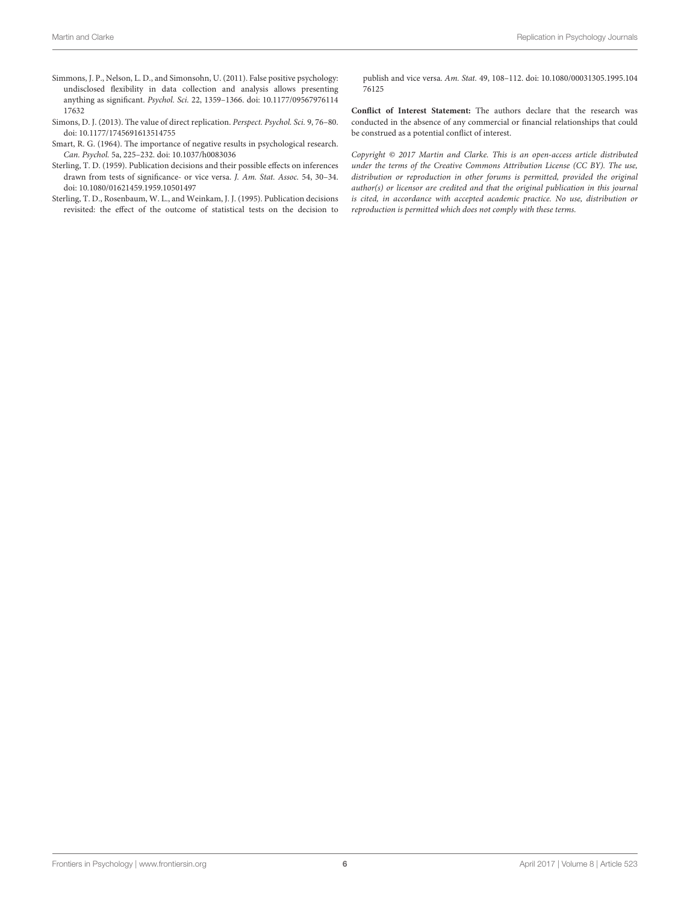Simmons, J. P., Nelson, L. D., and Simonsohn, U. (2011). False positive psychology: undisclosed flexibility in data collection and analysis allows presenting anything as significant. *Psychol. Sci.* 22, 1359–1366. doi: 10.1177/0956797611417632

Simons, D. J. (2013). The value of direct replication. *Perspect. Psychol. Sci.* 9, 76–80. doi: 10.1177/1745691613514755

Smart, R. G. (1964). The importance of negative results in psychological research. *Can. Psychol.* 5a, 225–232. doi: 10.1037/h0083036

Sterling, T. D. (1959). Publication decisions and their possible effects on inferences drawn from tests of significance- or vice versa. *J. Am. Stat. Assoc.* 54, 30–34. doi: 10.1080/01621459.1959.10501497

Sterling, T. D., Rosenbaum, W. L., and Weinkam, J. J. (1995). Publication decisions revisited: the effect of the outcome of statistical tests on the decision to publish and vice versa. *Am. Stat.* 49, 108–112. doi: 10.1080/00031305.1995.10476125

**Conflict of Interest Statement:** The authors declare that the research was conducted in the absence of any commercial or financial relationships that could be construed as a potential conflict of interest.

*Copyright © 2017 Martin and Clarke. This is an open-access article distributed under the terms of the Creative Commons Attribution License (CC BY). The use, distribution or reproduction in other forums is permitted, provided the original author(s) or licensor are credited and that the original publication in this journal is cited, in accordance with accepted academic practice. No use, distribution or reproduction is permitted which does not comply with these terms.*